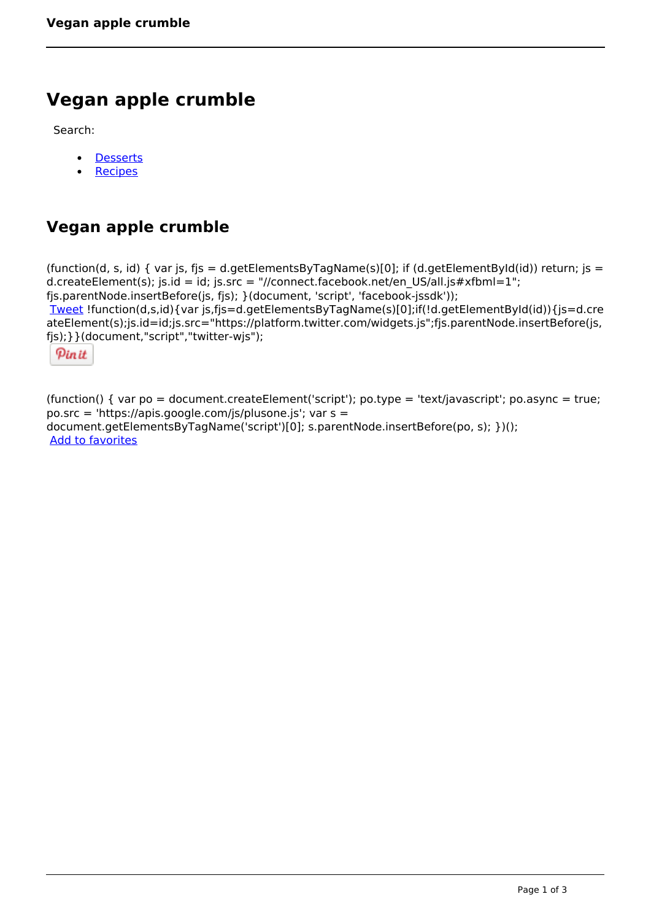# Vegan apple crumble

Search:

- Desserts
- Recipes

## Vegan apple crumble

(function(d, s, id) { var js, fjs = d.getElementsByTagName(s)[0]; if (d.getElementById(id)) return; js = d.createElement(s); js.id = id; js.src = "//connect.facebook.net/en_US/all.js#xfbml=1"; fjs.parentNode.insertBefore(js, fjs); }(document, 'script', 'facebook-jssdk'));
Tweet !function(d,s,id){var js,fjs=d.getElementsByTagName(s)[0];if(!d.getElementById(id)){js=d.createElement(s);js.id=id;js.src="https://platform.twitter.com/widgets.js";fjs.parentNode.insertBefore(js,fjs);}}(document,"script","twitter-wjs");
Pin it

(function() { var po = document.createElement('script'); po.type = 'text/javascript'; po.async = true; po.src = 'https://apis.google.com/js/plusone.js'; var s = document.getElementsByTagName('script')[0]; s.parentNode.insertBefore(po, s); })();
Add to favorites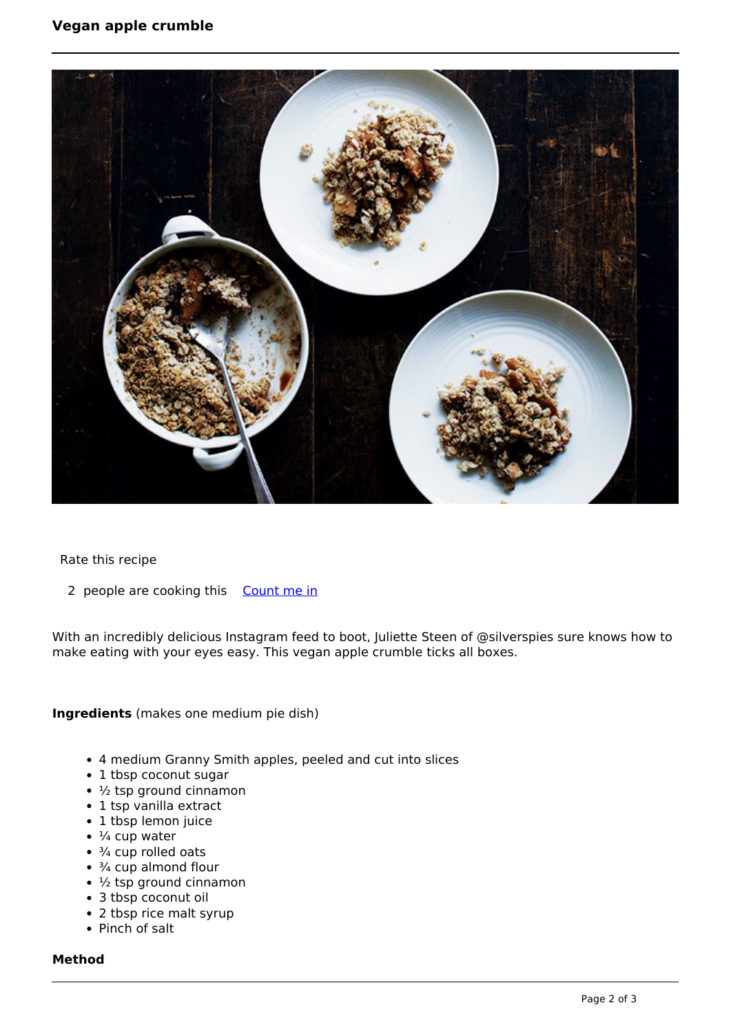Rate this recipe

2 people are cooking this Count me in

With an incredibly delicious Instagram feed to boot, Juliette Steen of @silverspies sure knows how to make eating with your eyes easy. This vegan apple crumble ticks all boxes.

**Ingredients** (makes one medium pie dish)

- 4 medium Granny Smith apples, peeled and cut into slices
- 1 tbsp coconut sugar
- ½ tsp ground cinnamon
- 1 tsp vanilla extract
- 1 tbsp lemon juice
- ¼ cup water
- ¾ cup rolled oats
- ¾ cup almond flour
- ½ tsp ground cinnamon
- 3 tbsp coconut oil
- 2 tbsp rice malt syrup
- Pinch of salt

**Method**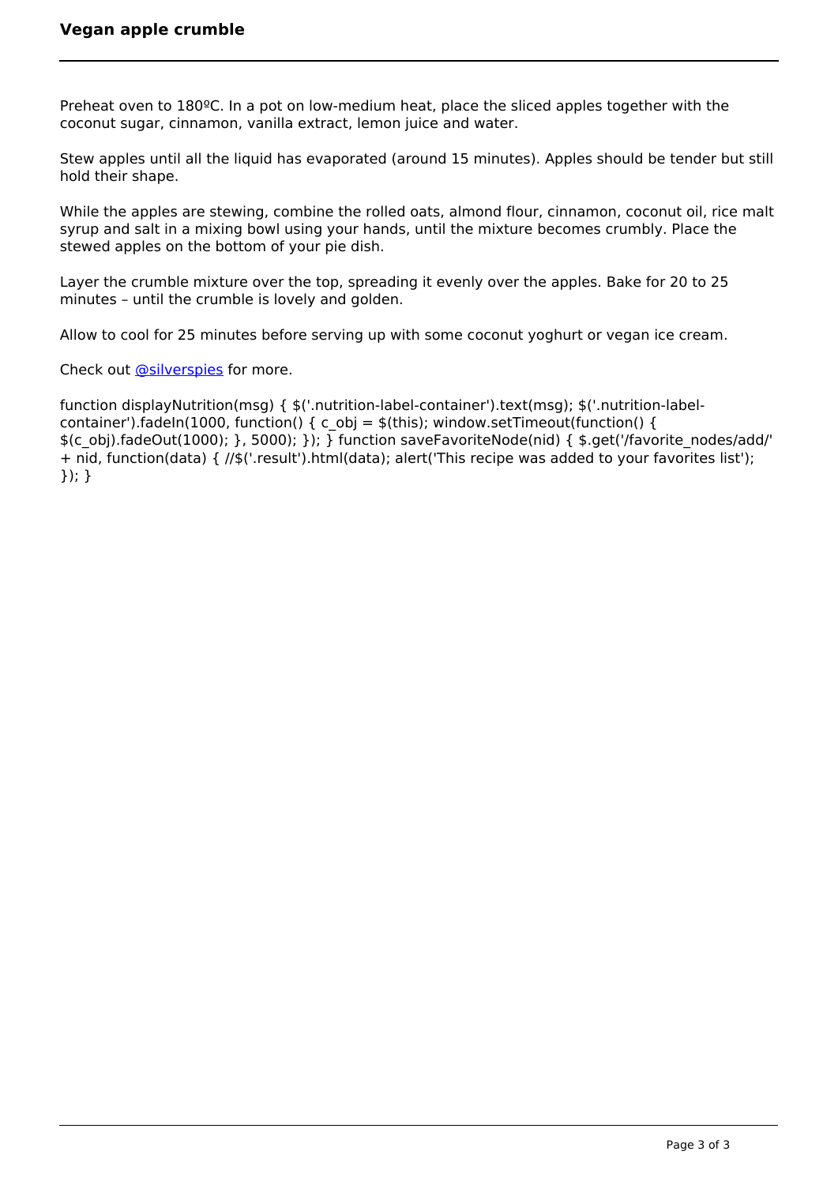Preheat oven to 180ºC. In a pot on low-medium heat, place the sliced apples together with the coconut sugar, cinnamon, vanilla extract, lemon juice and water.

Stew apples until all the liquid has evaporated (around 15 minutes). Apples should be tender but still hold their shape.

While the apples are stewing, combine the rolled oats, almond flour, cinnamon, coconut oil, rice malt syrup and salt in a mixing bowl using your hands, until the mixture becomes crumbly. Place the stewed apples on the bottom of your pie dish.

Layer the crumble mixture over the top, spreading it evenly over the apples. Bake for 20 to 25 minutes – until the crumble is lovely and golden.

Allow to cool for 25 minutes before serving up with some coconut yoghurt or vegan ice cream.

Check out @silverspies for more.

```
function displayNutrition(msg) { $('.nutrition-label-container').text(msg); $('.nutrition-label-container').fadeIn(1000, function() { c_obj = $(this); window.setTimeout(function() { $(c_obj).fadeOut(1000); }, 5000); }); } function saveFavoriteNode(nid) { $.get('/favorite_nodes/add/' + nid, function(data) { //$('.result').html(data); alert('This recipe was added to your favorites list'); }); }
```